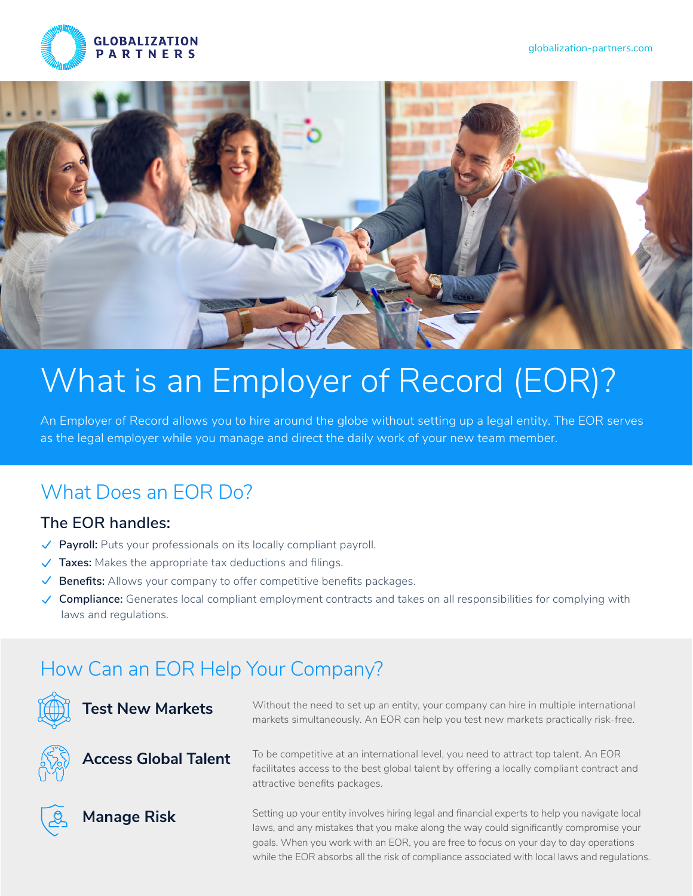GLOBALIZATION PARTNERS

globalization-partners.com

# What is an Employer of Record (EOR)?

An Employer of Record allows you to hire around the globe without setting up a legal entity. The EOR serves as the legal employer while you manage and direct the daily work of your new team member.

## What Does an EOR Do?

### The EOR handles:

- **Payroll:** Puts your professionals on its locally compliant payroll.
- **Taxes:** Makes the appropriate tax deductions and filings.
- **Benefits:** Allows your company to offer competitive benefits packages.
- **Compliance:** Generates local compliant employment contracts and takes on all responsibilities for complying with laws and regulations.

## How Can an EOR Help Your Company?

### Test New Markets

Without the need to set up an entity, your company can hire in multiple international markets simultaneously. An EOR can help you test new markets practically risk-free.

### Access Global Talent

To be competitive at an international level, you need to attract top talent. An EOR facilitates access to the best global talent by offering a locally compliant contract and attractive benefits packages.

### Manage Risk

Setting up your entity involves hiring legal and financial experts to help you navigate local laws, and any mistakes that you make along the way could significantly compromise your goals. When you work with an EOR, you are free to focus on your day to day operations while the EOR absorbs all the risk of compliance associated with local laws and regulations.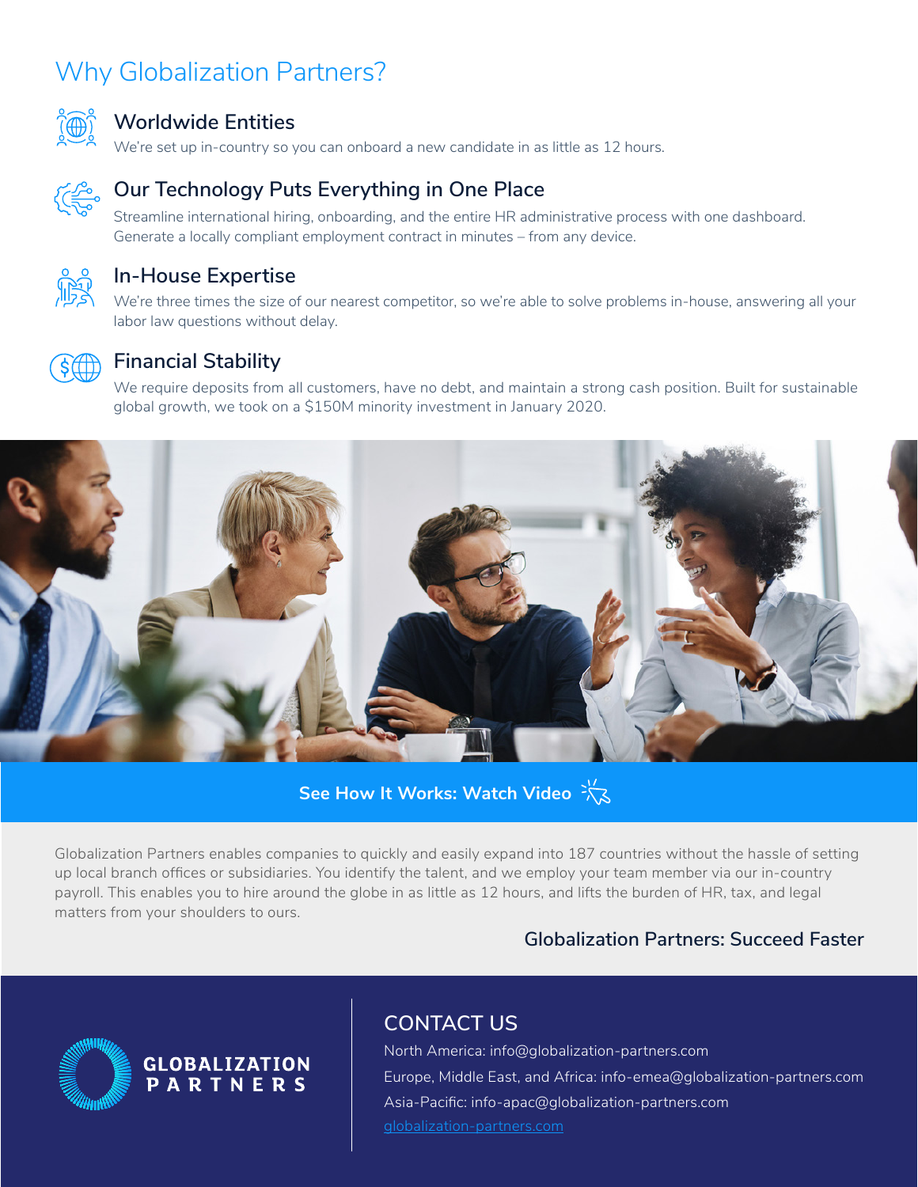# Why Globalization Partners?

### Worldwide Entities

We're set up in-country so you can onboard a new candidate in as little as 12 hours.

### Our Technology Puts Everything in One Place

Streamline international hiring, onboarding, and the entire HR administrative process with one dashboard. Generate a locally compliant employment contract in minutes – from any device.

### In-House Expertise

We're three times the size of our nearest competitor, so we're able to solve problems in-house, answering all your labor law questions without delay.

### Financial Stability

We require deposits from all customers, have no debt, and maintain a strong cash position. Built for sustainable global growth, we took on a $150M minority investment in January 2020.

**See How It Works: Watch Video**

Globalization Partners enables companies to quickly and easily expand into 187 countries without the hassle of setting up local branch offices or subsidiaries. You identify the talent, and we employ your team member via our in-country payroll. This enables you to hire around the globe in as little as 12 hours, and lifts the burden of HR, tax, and legal matters from your shoulders to ours.

**Globalization Partners: Succeed Faster**

GLOBALIZATION PARTNERS

## CONTACT US

North America: info@globalization-partners.com

Europe, Middle East, and Africa: info-emea@globalization-partners.com

Asia-Pacific: info-apac@globalization-partners.com

globalization-partners.com